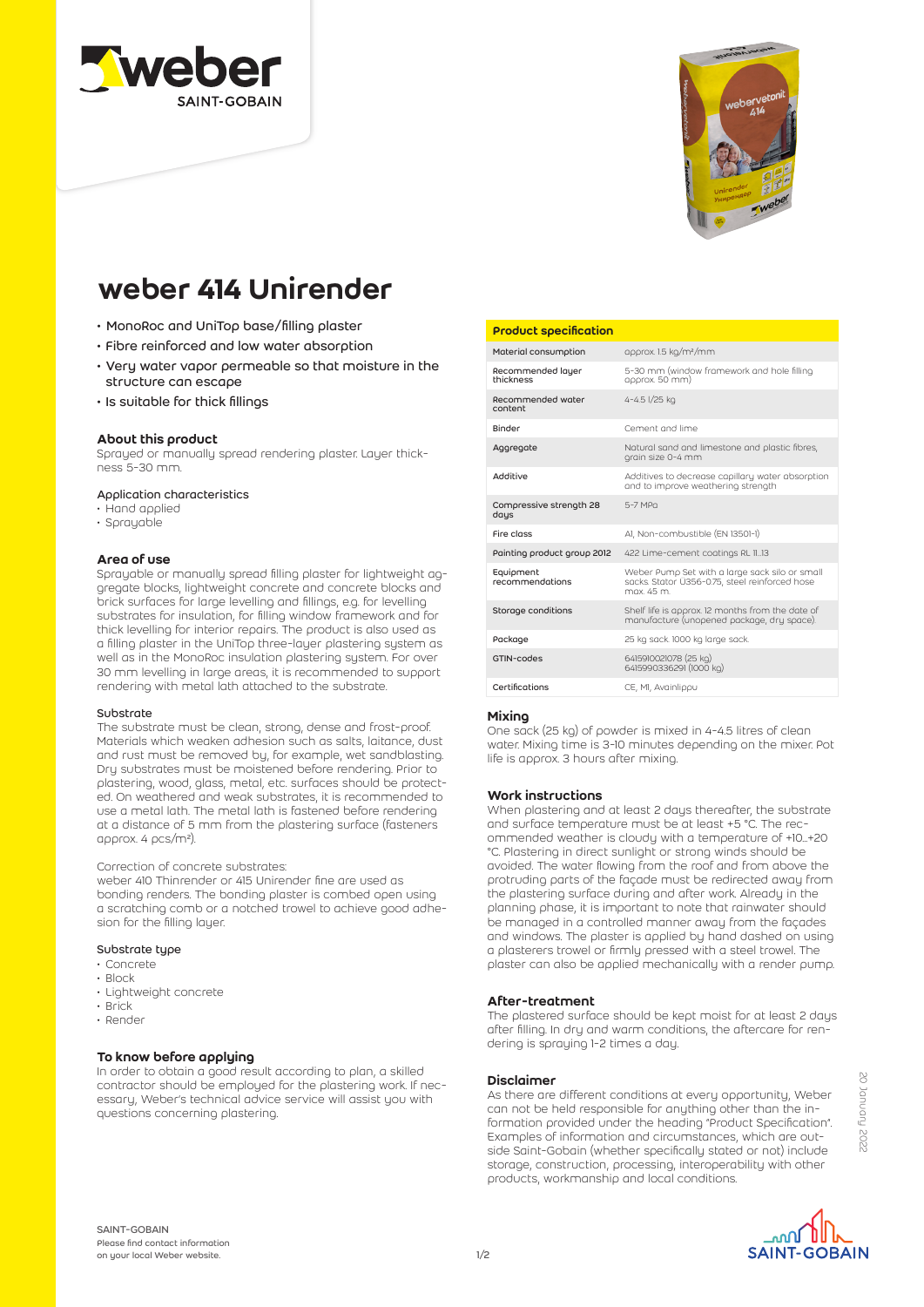# weber 414 Unirender

- MonoRoc and UniTop base/filling plaster
- Fibre reinforced and low water absorption
- Very water vapor permeable so that moisture in the structure can escape
- Is suitable for thick fillings

### About this product

Sprayed or manually spread rendering plaster. Layer thickness 5-30 mm.

#### Application characteristics

- Hand applied
- Sprayable

### Area of use

Sprayable or manually spread filling plaster for lightweight aggregate blocks, lightweight concrete and concrete blocks and brick surfaces for large levelling and fillings, e.g. for levelling substrates for insulation, for filling window framework and for thick levelling for interior repairs. The product is also used as a filling plaster in the UniTop three-layer plastering system as well as in the MonoRoc insulation plastering system. For over 30 mm levelling in large areas, it is recommended to support rendering with metal lath attached to the substrate.

#### Substrate

The substrate must be clean, strong, dense and frost-proof. Materials which weaken adhesion such as salts, laitance, dust and rust must be removed by, for example, wet sandblasting. Dry substrates must be moistened before rendering. Prior to plastering, wood, glass, metal, etc. surfaces should be protected. On weathered and weak substrates, it is recommended to use a metal lath. The metal lath is fastened before rendering at a distance of 5 mm from the plastering surface (fasteners approx. 4 pcs/m²).

Correction of concrete substrates:
weber 410 Thinrender or 415 Unirender fine are used as bonding renders. The bonding plaster is combed open using a scratching comb or a notched trowel to achieve good adhesion for the filling layer.

#### Substrate type

- Concrete
- Block
- Lightweight concrete
- Brick
- Render

### To know before applying

In order to obtain a good result according to plan, a skilled contractor should be employed for the plastering work. If necessary, Weber's technical advice service will assist you with questions concerning plastering.

| Product specification | |
|---|---|
| Material consumption | approx. 1.5 kg/m²/mm |
| Recommended layer thickness | 5-30 mm (window framework and hole filling approx. 50 mm) |
| Recommended water content | 4-4.5 l/25 kg |
| Binder | Cement and lime |
| Aggregate | Natural sand and limestone and plastic fibres, grain size 0-4 mm |
| Additive | Additives to decrease capillary water absorption and to improve weathering strength |
| Compressive strength 28 days | 5-7 MPa |
| Fire class | A1, Non-combustible (EN 13501-1) |
| Painting product group 2012 | 422 Lime-cement coatings RL 11...13 |
| Equipment recommendations | Weber Pump Set with a large sack silo or small sacks. Stator U356-0.75, steel reinforced hose max. 45 m. |
| Storage conditions | Shelf life is approx. 12 months from the date of manufacture (unopened package, dry space). |
| Package | 25 kg sack. 1000 kg large sack. |
| GTIN-codes | 6415910021078 (25 kg)<br>6415990336291 (1000 kg) |
| Certifications | CE, M1, Avainlippu |

### Mixing

One sack (25 kg) of powder is mixed in 4-4.5 litres of clean water. Mixing time is 3-10 minutes depending on the mixer. Pot life is approx. 3 hours after mixing.

### Work instructions

When plastering and at least 2 days thereafter, the substrate and surface temperature must be at least +5 °C. The recommended weather is cloudy with a temperature of +10...+20 °C. Plastering in direct sunlight or strong winds should be avoided. The water flowing from the roof and from above the protruding parts of the façade must be redirected away from the plastering surface during and after work. Already in the planning phase, it is important to note that rainwater should be managed in a controlled manner away from the façades and windows. The plaster is applied by hand dashed on using a plasterers trowel or firmly pressed with a steel trowel. The plaster can also be applied mechanically with a render pump.

### After-treatment

The plastered surface should be kept moist for at least 2 days after filling. In dry and warm conditions, the aftercare for rendering is spraying 1-2 times a day.

### Disclaimer

As there are different conditions at every opportunity, Weber can not be held responsible for anything other than the information provided under the heading "Product Specification". Examples of information and circumstances, which are outside Saint-Gobain (whether specifically stated or not) include storage, construction, processing, interoperability with other products, workmanship and local conditions.

SAINT-GOBAIN
Please find contact information on your local Weber website.

20 January 2022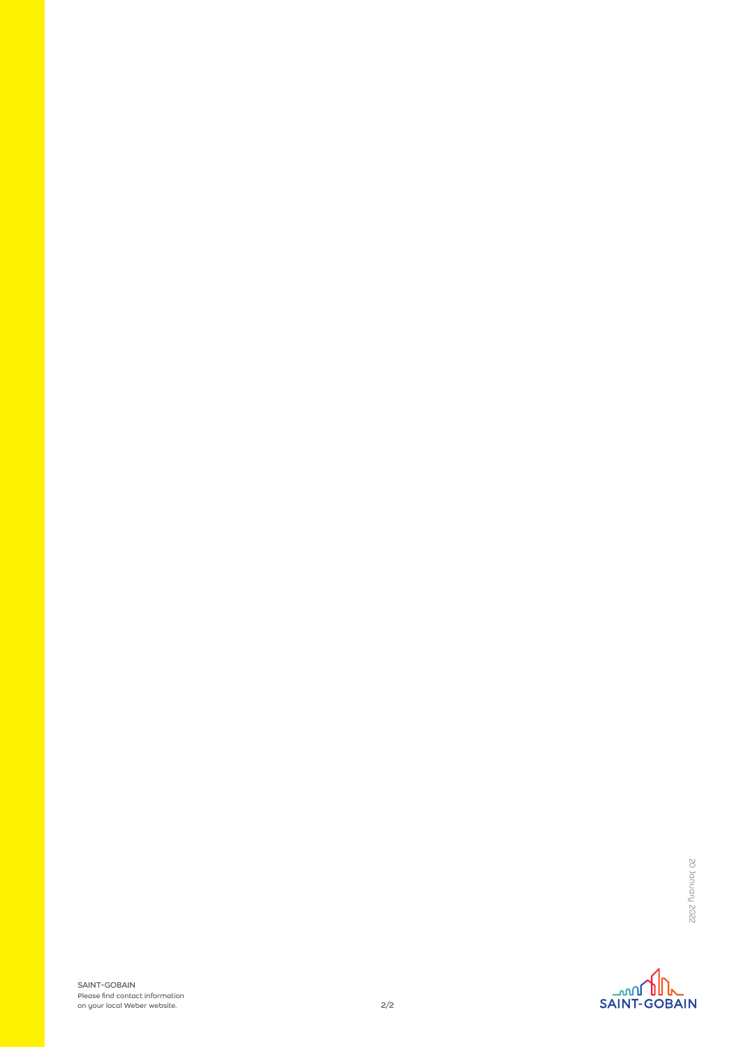SAINT-GOBAIN
Please find contact information
on your local Weber website.

20 January 2022